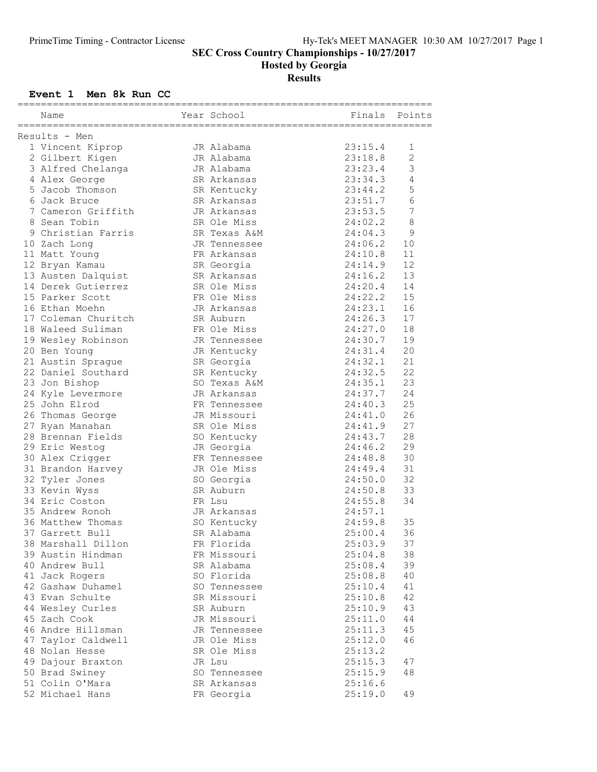# SEC Cross Country Championships - 10/27/2017

## Hosted by Georgia

## Results

### Event 1 Men 8k Run CC

Results - Men

| | Name | Year | School | Finals | Points |
|---|---|---|---|---|---|
| 1 | Vincent Kiprop | JR | Alabama | 23:15.4 | 1 |
| 2 | Gilbert Kigen | JR | Alabama | 23:18.8 | 2 |
| 3 | Alfred Chelanga | JR | Alabama | 23:23.4 | 3 |
| 4 | Alex George | SR | Arkansas | 23:34.3 | 4 |
| 5 | Jacob Thomson | SR | Kentucky | 23:44.2 | 5 |
| 6 | Jack Bruce | SR | Arkansas | 23:51.7 | 6 |
| 7 | Cameron Griffith | JR | Arkansas | 23:53.5 | 7 |
| 8 | Sean Tobin | SR | Ole Miss | 24:02.2 | 8 |
| 9 | Christian Farris | SR | Texas A&M | 24:04.3 | 9 |
| 10 | Zach Long | JR | Tennessee | 24:06.2 | 10 |
| 11 | Matt Young | FR | Arkansas | 24:10.8 | 11 |
| 12 | Bryan Kamau | SR | Georgia | 24:14.9 | 12 |
| 13 | Austen Dalquist | SR | Arkansas | 24:16.2 | 13 |
| 14 | Derek Gutierrez | SR | Ole Miss | 24:20.4 | 14 |
| 15 | Parker Scott | FR | Ole Miss | 24:22.2 | 15 |
| 16 | Ethan Moehn | JR | Arkansas | 24:23.1 | 16 |
| 17 | Coleman Churitch | SR | Auburn | 24:26.3 | 17 |
| 18 | Waleed Suliman | FR | Ole Miss | 24:27.0 | 18 |
| 19 | Wesley Robinson | JR | Tennessee | 24:30.7 | 19 |
| 20 | Ben Young | JR | Kentucky | 24:31.4 | 20 |
| 21 | Austin Sprague | SR | Georgia | 24:32.1 | 21 |
| 22 | Daniel Southard | SR | Kentucky | 24:32.5 | 22 |
| 23 | Jon Bishop | SO | Texas A&M | 24:35.1 | 23 |
| 24 | Kyle Levermore | JR | Arkansas | 24:37.7 | 24 |
| 25 | John Elrod | FR | Tennessee | 24:40.3 | 25 |
| 26 | Thomas George | JR | Missouri | 24:41.0 | 26 |
| 27 | Ryan Manahan | SR | Ole Miss | 24:41.9 | 27 |
| 28 | Brennan Fields | SO | Kentucky | 24:43.7 | 28 |
| 29 | Eric Westog | JR | Georgia | 24:46.2 | 29 |
| 30 | Alex Crigger | FR | Tennessee | 24:48.8 | 30 |
| 31 | Brandon Harvey | JR | Ole Miss | 24:49.4 | 31 |
| 32 | Tyler Jones | SO | Georgia | 24:50.0 | 32 |
| 33 | Kevin Wyss | SR | Auburn | 24:50.8 | 33 |
| 34 | Eric Coston | FR | Lsu | 24:55.8 | 34 |
| 35 | Andrew Ronoh | JR | Arkansas | 24:57.1 | |
| 36 | Matthew Thomas | SO | Kentucky | 24:59.8 | 35 |
| 37 | Garrett Bull | SR | Alabama | 25:00.4 | 36 |
| 38 | Marshall Dillon | FR | Florida | 25:03.9 | 37 |
| 39 | Austin Hindman | FR | Missouri | 25:04.8 | 38 |
| 40 | Andrew Bull | SR | Alabama | 25:08.4 | 39 |
| 41 | Jack Rogers | SO | Florida | 25:08.8 | 40 |
| 42 | Gashaw Duhamel | SO | Tennessee | 25:10.4 | 41 |
| 43 | Evan Schulte | SR | Missouri | 25:10.8 | 42 |
| 44 | Wesley Curles | SR | Auburn | 25:10.9 | 43 |
| 45 | Zach Cook | JR | Missouri | 25:11.0 | 44 |
| 46 | Andre Hillsman | JR | Tennessee | 25:11.3 | 45 |
| 47 | Taylor Caldwell | JR | Ole Miss | 25:12.0 | 46 |
| 48 | Nolan Hesse | SR | Ole Miss | 25:13.2 | |
| 49 | Dajour Braxton | JR | Lsu | 25:15.3 | 47 |
| 50 | Brad Swiney | SO | Tennessee | 25:15.9 | 48 |
| 51 | Colin O'Mara | SR | Arkansas | 25:16.6 | |
| 52 | Michael Hans | FR | Georgia | 25:19.0 | 49 |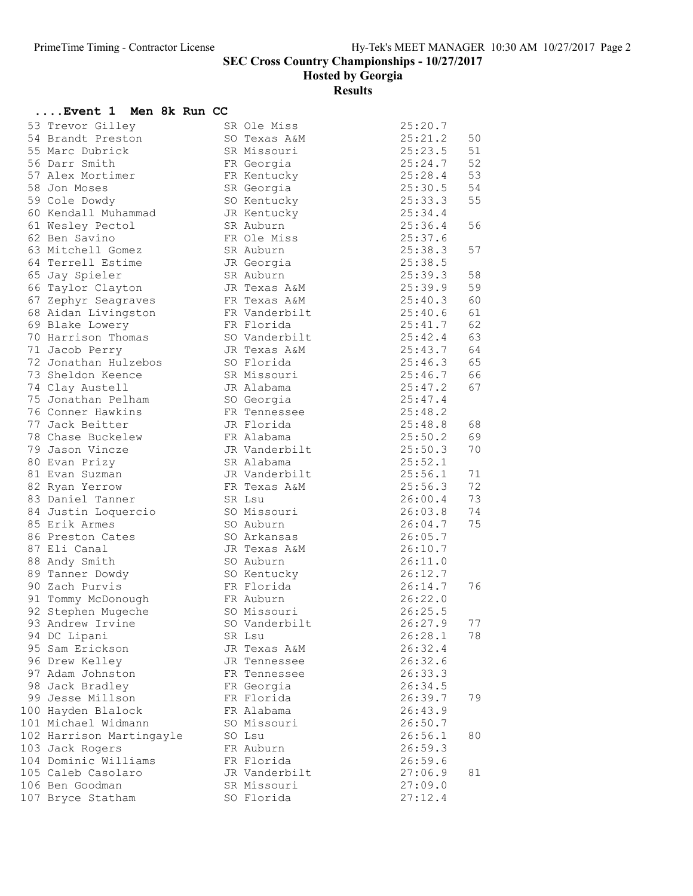## SEC Cross Country Championships - 10/27/2017

### Hosted by Georgia

### Results

#### ....Event 1 Men 8k Run CC

| | | | | | |
|---|---|---|---|---|---|
| 53 | Trevor Gilley | SR | Ole Miss | 25:20.7 | |
| 54 | Brandt Preston | SO | Texas A&M | 25:21.2 | 50 |
| 55 | Marc Dubrick | SR | Missouri | 25:23.5 | 51 |
| 56 | Darr Smith | FR | Georgia | 25:24.7 | 52 |
| 57 | Alex Mortimer | FR | Kentucky | 25:28.4 | 53 |
| 58 | Jon Moses | SR | Georgia | 25:30.5 | 54 |
| 59 | Cole Dowdy | SO | Kentucky | 25:33.3 | 55 |
| 60 | Kendall Muhammad | JR | Kentucky | 25:34.4 | |
| 61 | Wesley Pectol | SR | Auburn | 25:36.4 | 56 |
| 62 | Ben Savino | FR | Ole Miss | 25:37.6 | |
| 63 | Mitchell Gomez | SR | Auburn | 25:38.3 | 57 |
| 64 | Terrell Estime | JR | Georgia | 25:38.5 | |
| 65 | Jay Spieler | SR | Auburn | 25:39.3 | 58 |
| 66 | Taylor Clayton | JR | Texas A&M | 25:39.9 | 59 |
| 67 | Zephyr Seagraves | FR | Texas A&M | 25:40.3 | 60 |
| 68 | Aidan Livingston | FR | Vanderbilt | 25:40.6 | 61 |
| 69 | Blake Lowery | FR | Florida | 25:41.7 | 62 |
| 70 | Harrison Thomas | SO | Vanderbilt | 25:42.4 | 63 |
| 71 | Jacob Perry | JR | Texas A&M | 25:43.7 | 64 |
| 72 | Jonathan Hulzebos | SO | Florida | 25:46.3 | 65 |
| 73 | Sheldon Keence | SR | Missouri | 25:46.7 | 66 |
| 74 | Clay Austell | JR | Alabama | 25:47.2 | 67 |
| 75 | Jonathan Pelham | SO | Georgia | 25:47.4 | |
| 76 | Conner Hawkins | FR | Tennessee | 25:48.2 | |
| 77 | Jack Beitter | JR | Florida | 25:48.8 | 68 |
| 78 | Chase Buckelew | FR | Alabama | 25:50.2 | 69 |
| 79 | Jason Vincze | JR | Vanderbilt | 25:50.3 | 70 |
| 80 | Evan Prizy | SR | Alabama | 25:52.1 | |
| 81 | Evan Suzman | JR | Vanderbilt | 25:56.1 | 71 |
| 82 | Ryan Yerrow | FR | Texas A&M | 25:56.3 | 72 |
| 83 | Daniel Tanner | SR | Lsu | 26:00.4 | 73 |
| 84 | Justin Loquercio | SO | Missouri | 26:03.8 | 74 |
| 85 | Erik Armes | SO | Auburn | 26:04.7 | 75 |
| 86 | Preston Cates | SO | Arkansas | 26:05.7 | |
| 87 | Eli Canal | JR | Texas A&M | 26:10.7 | |
| 88 | Andy Smith | SO | Auburn | 26:11.0 | |
| 89 | Tanner Dowdy | SO | Kentucky | 26:12.7 | |
| 90 | Zach Purvis | FR | Florida | 26:14.7 | 76 |
| 91 | Tommy McDonough | FR | Auburn | 26:22.0 | |
| 92 | Stephen Mugeche | SO | Missouri | 26:25.5 | |
| 93 | Andrew Irvine | SO | Vanderbilt | 26:27.9 | 77 |
| 94 | DC Lipani | SR | Lsu | 26:28.1 | 78 |
| 95 | Sam Erickson | JR | Texas A&M | 26:32.4 | |
| 96 | Drew Kelley | JR | Tennessee | 26:32.6 | |
| 97 | Adam Johnston | FR | Tennessee | 26:33.3 | |
| 98 | Jack Bradley | FR | Georgia | 26:34.5 | |
| 99 | Jesse Millson | FR | Florida | 26:39.7 | 79 |
| 100 | Hayden Blalock | FR | Alabama | 26:43.9 | |
| 101 | Michael Widmann | SO | Missouri | 26:50.7 | |
| 102 | Harrison Martingayle | SO | Lsu | 26:56.1 | 80 |
| 103 | Jack Rogers | FR | Auburn | 26:59.3 | |
| 104 | Dominic Williams | FR | Florida | 26:59.6 | |
| 105 | Caleb Casolaro | JR | Vanderbilt | 27:06.9 | 81 |
| 106 | Ben Goodman | SR | Missouri | 27:09.0 | |
| 107 | Bryce Statham | SO | Florida | 27:12.4 | |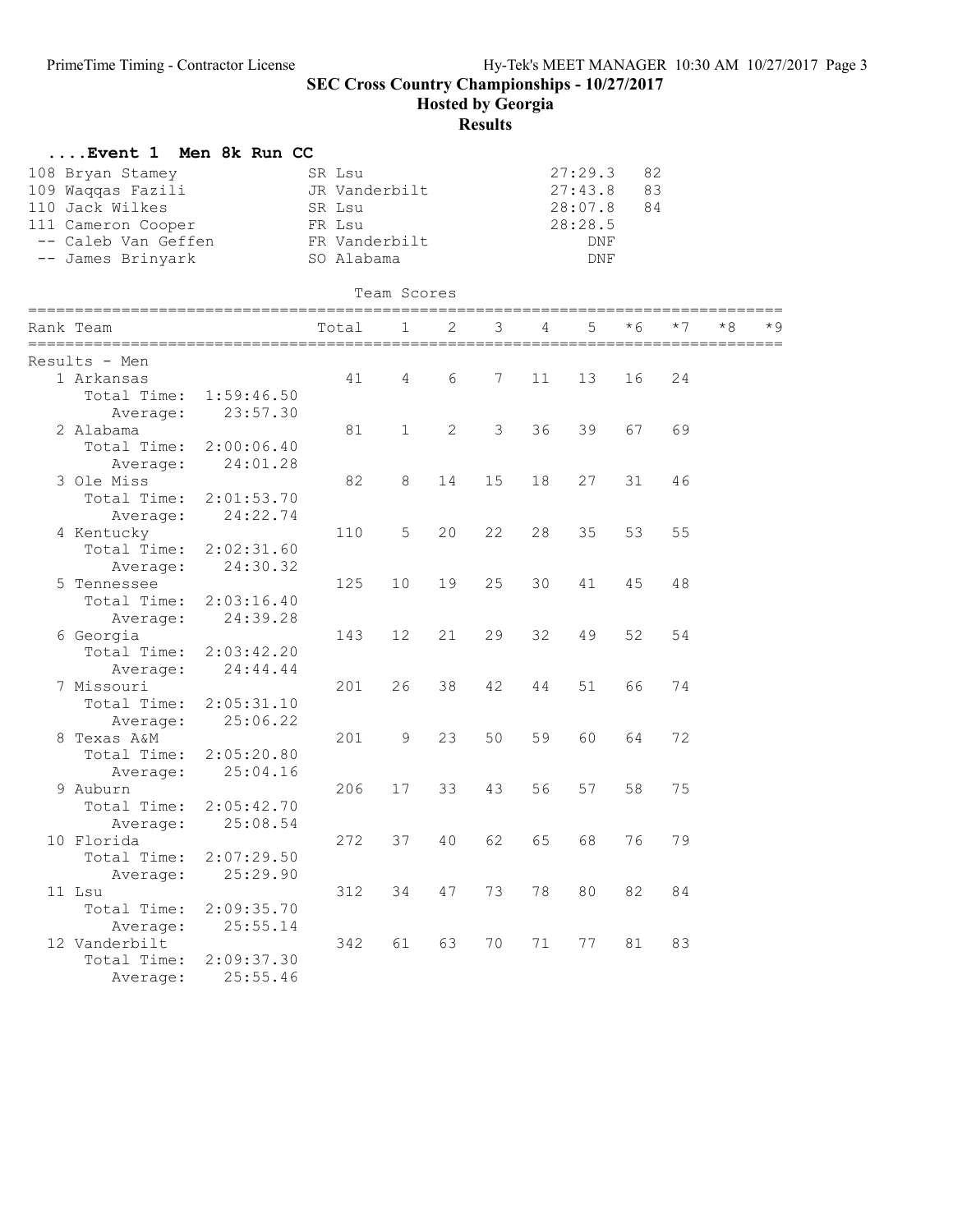# SEC Cross Country Championships - 10/27/2017

## Hosted by Georgia

## Results

### ....Event 1 Men 8k Run CC

| | | | | |
|---|---|---|---|---|
| 108 | Bryan Stamey | SR Lsu | 27:29.3 | 82 |
| 109 | Waqqas Fazili | JR Vanderbilt | 27:43.8 | 83 |
| 110 | Jack Wilkes | SR Lsu | 28:07.8 | 84 |
| 111 | Cameron Cooper | FR Lsu | 28:28.5 | |
| -- | Caleb Van Geffen | FR Vanderbilt | DNF | |
| -- | James Brinyark | SO Alabama | DNF | |

### Team Scores

| Rank | Team | Total | 1 | 2 | 3 | 4 | 5 | *6 | *7 | *8 | *9 |
|---|---|---|---|---|---|---|---|---|---|---|---|
| | **Results - Men** | | | | | | | | | | |
| 1 | Arkansas | 41 | 4 | 6 | 7 | 11 | 13 | 16 | 24 | | |
| | Total Time: 1:59:46.50 | | | | | | | | | | |
| | Average: 23:57.30 | | | | | | | | | | |
| 2 | Alabama | 81 | 1 | 2 | 3 | 36 | 39 | 67 | 69 | | |
| | Total Time: 2:00:06.40 | | | | | | | | | | |
| | Average: 24:01.28 | | | | | | | | | | |
| 3 | Ole Miss | 82 | 8 | 14 | 15 | 18 | 27 | 31 | 46 | | |
| | Total Time: 2:01:53.70 | | | | | | | | | | |
| | Average: 24:22.74 | | | | | | | | | | |
| 4 | Kentucky | 110 | 5 | 20 | 22 | 28 | 35 | 53 | 55 | | |
| | Total Time: 2:02:31.60 | | | | | | | | | | |
| | Average: 24:30.32 | | | | | | | | | | |
| 5 | Tennessee | 125 | 10 | 19 | 25 | 30 | 41 | 45 | 48 | | |
| | Total Time: 2:03:16.40 | | | | | | | | | | |
| | Average: 24:39.28 | | | | | | | | | | |
| 6 | Georgia | 143 | 12 | 21 | 29 | 32 | 49 | 52 | 54 | | |
| | Total Time: 2:03:42.20 | | | | | | | | | | |
| | Average: 24:44.44 | | | | | | | | | | |
| 7 | Missouri | 201 | 26 | 38 | 42 | 44 | 51 | 66 | 74 | | |
| | Total Time: 2:05:31.10 | | | | | | | | | | |
| | Average: 25:06.22 | | | | | | | | | | |
| 8 | Texas A&M | 201 | 9 | 23 | 50 | 59 | 60 | 64 | 72 | | |
| | Total Time: 2:05:20.80 | | | | | | | | | | |
| | Average: 25:04.16 | | | | | | | | | | |
| 9 | Auburn | 206 | 17 | 33 | 43 | 56 | 57 | 58 | 75 | | |
| | Total Time: 2:05:42.70 | | | | | | | | | | |
| | Average: 25:08.54 | | | | | | | | | | |
| 10 | Florida | 272 | 37 | 40 | 62 | 65 | 68 | 76 | 79 | | |
| | Total Time: 2:07:29.50 | | | | | | | | | | |
| | Average: 25:29.90 | | | | | | | | | | |
| 11 | Lsu | 312 | 34 | 47 | 73 | 78 | 80 | 82 | 84 | | |
| | Total Time: 2:09:35.70 | | | | | | | | | | |
| | Average: 25:55.14 | | | | | | | | | | |
| 12 | Vanderbilt | 342 | 61 | 63 | 70 | 71 | 77 | 81 | 83 | | |
| | Total Time: 2:09:37.30 | | | | | | | | | | |
| | Average: 25:55.46 | | | | | | | | | | |